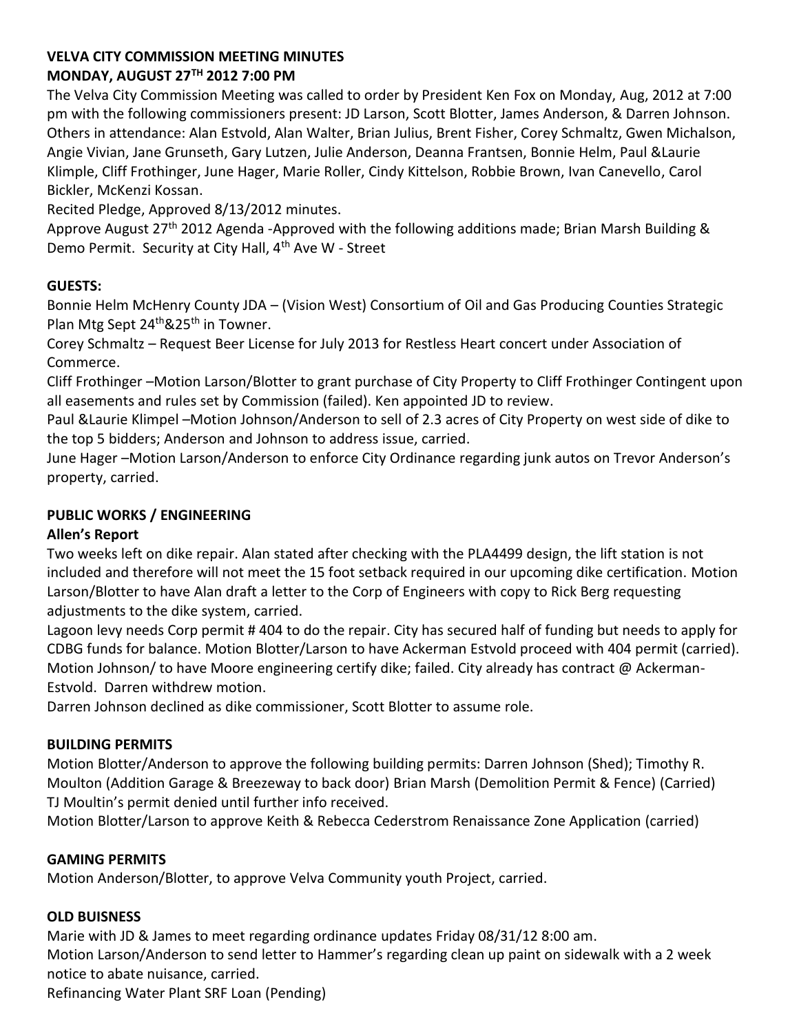**VELVA CITY COMMISSION MEETING MINUTES**
**MONDAY, AUGUST 27TH 2012 7:00 PM**

The Velva City Commission Meeting was called to order by President Ken Fox on Monday, Aug, 2012 at 7:00 pm with the following commissioners present: JD Larson, Scott Blotter, James Anderson, & Darren Johnson. Others in attendance: Alan Estvold, Alan Walter, Brian Julius, Brent Fisher, Corey Schmaltz, Gwen Michalson, Angie Vivian, Jane Grunseth, Gary Lutzen, Julie Anderson, Deanna Frantsen, Bonnie Helm, Paul &Laurie Klimple, Cliff Frothinger, June Hager, Marie Roller, Cindy Kittelson, Robbie Brown, Ivan Canevello, Carol Bickler, McKenzi Kossan.

Recited Pledge, Approved 8/13/2012 minutes.

Approve August 27th 2012 Agenda -Approved with the following additions made; Brian Marsh Building & Demo Permit. Security at City Hall, 4th Ave W - Street

**GUESTS:**

Bonnie Helm McHenry County JDA – (Vision West) Consortium of Oil and Gas Producing Counties Strategic Plan Mtg Sept 24th&25th in Towner.

Corey Schmaltz – Request Beer License for July 2013 for Restless Heart concert under Association of Commerce.

Cliff Frothinger –Motion Larson/Blotter to grant purchase of City Property to Cliff Frothinger Contingent upon all easements and rules set by Commission (failed). Ken appointed JD to review.

Paul &Laurie Klimpel –Motion Johnson/Anderson to sell of 2.3 acres of City Property on west side of dike to the top 5 bidders; Anderson and Johnson to address issue, carried.

June Hager –Motion Larson/Anderson to enforce City Ordinance regarding junk autos on Trevor Anderson's property, carried.

**PUBLIC WORKS / ENGINEERING**

**Allen's Report**

Two weeks left on dike repair. Alan stated after checking with the PLA4499 design, the lift station is not included and therefore will not meet the 15 foot setback required in our upcoming dike certification. Motion Larson/Blotter to have Alan draft a letter to the Corp of Engineers with copy to Rick Berg requesting adjustments to the dike system, carried.

Lagoon levy needs Corp permit # 404 to do the repair. City has secured half of funding but needs to apply for CDBG funds for balance. Motion Blotter/Larson to have Ackerman Estvold proceed with 404 permit (carried). Motion Johnson/ to have Moore engineering certify dike; failed. City already has contract @ Ackerman-Estvold. Darren withdrew motion.

Darren Johnson declined as dike commissioner, Scott Blotter to assume role.

**BUILDING PERMITS**

Motion Blotter/Anderson to approve the following building permits: Darren Johnson (Shed); Timothy R. Moulton (Addition Garage & Breezeway to back door) Brian Marsh (Demolition Permit & Fence) (Carried)
TJ Moultin's permit denied until further info received.

Motion Blotter/Larson to approve Keith & Rebecca Cederstrom Renaissance Zone Application (carried)

**GAMING PERMITS**

Motion Anderson/Blotter, to approve Velva Community youth Project, carried.

**OLD BUISNESS**

Marie with JD & James to meet regarding ordinance updates Friday 08/31/12 8:00 am.

Motion Larson/Anderson to send letter to Hammer's regarding clean up paint on sidewalk with a 2 week notice to abate nuisance, carried.

Refinancing Water Plant SRF Loan (Pending)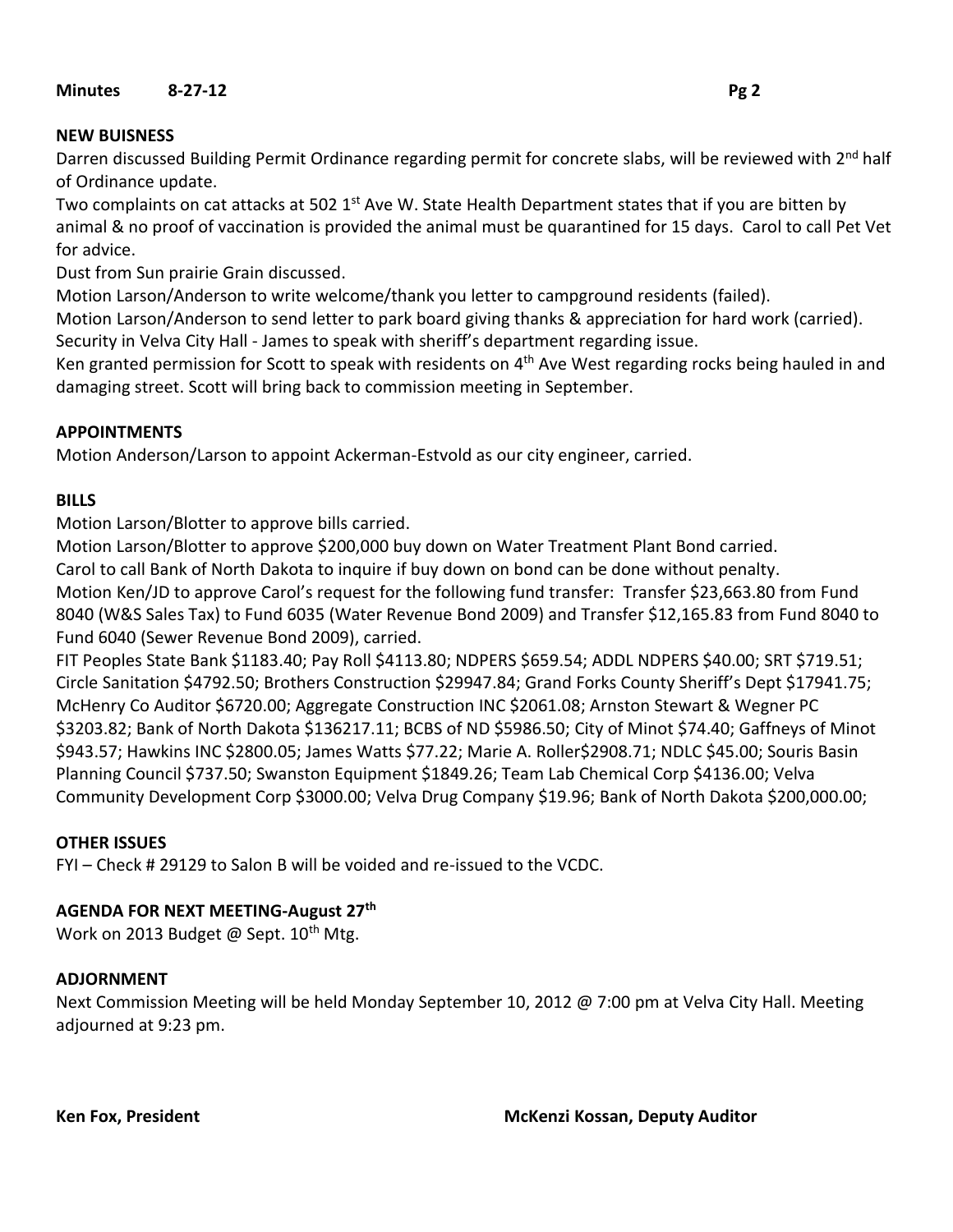**Minutes 8-27-12**

**NEW BUISNESS**

Darren discussed Building Permit Ordinance regarding permit for concrete slabs, will be reviewed with 2nd half of Ordinance update.

Two complaints on cat attacks at 502 1st Ave W. State Health Department states that if you are bitten by animal & no proof of vaccination is provided the animal must be quarantined for 15 days. Carol to call Pet Vet for advice.

Dust from Sun prairie Grain discussed.

Motion Larson/Anderson to write welcome/thank you letter to campground residents (failed).

Motion Larson/Anderson to send letter to park board giving thanks & appreciation for hard work (carried).

Security in Velva City Hall - James to speak with sheriff's department regarding issue.

Ken granted permission for Scott to speak with residents on 4th Ave West regarding rocks being hauled in and damaging street. Scott will bring back to commission meeting in September.

**APPOINTMENTS**

Motion Anderson/Larson to appoint Ackerman-Estvold as our city engineer, carried.

**BILLS**

Motion Larson/Blotter to approve bills carried.

Motion Larson/Blotter to approve $200,000 buy down on Water Treatment Plant Bond carried.

Carol to call Bank of North Dakota to inquire if buy down on bond can be done without penalty.

Motion Ken/JD to approve Carol's request for the following fund transfer: Transfer $23,663.80 from Fund 8040 (W&S Sales Tax) to Fund 6035 (Water Revenue Bond 2009) and Transfer $12,165.83 from Fund 8040 to Fund 6040 (Sewer Revenue Bond 2009), carried.

FIT Peoples State Bank $1183.40; Pay Roll $4113.80; NDPERS $659.54; ADDL NDPERS $40.00; SRT $719.51; Circle Sanitation $4792.50; Brothers Construction $29947.84; Grand Forks County Sheriff's Dept $17941.75; McHenry Co Auditor $6720.00; Aggregate Construction INC $2061.08; Arnston Stewart & Wegner PC $3203.82; Bank of North Dakota $136217.11; BCBS of ND $5986.50; City of Minot $74.40; Gaffneys of Minot $943.57; Hawkins INC $2800.05; James Watts $77.22; Marie A. Roller$2908.71; NDLC $45.00; Souris Basin Planning Council $737.50; Swanston Equipment $1849.26; Team Lab Chemical Corp $4136.00; Velva Community Development Corp $3000.00; Velva Drug Company $19.96; Bank of North Dakota $200,000.00;

**OTHER ISSUES**

FYI – Check # 29129 to Salon B will be voided and re-issued to the VCDC.

**AGENDA FOR NEXT MEETING-August 27th**

Work on 2013 Budget @ Sept. 10th Mtg.

**ADJORNMENT**

Next Commission Meeting will be held Monday September 10, 2012 @ 7:00 pm at Velva City Hall. Meeting adjourned at 9:23 pm.

**Ken Fox, President** **McKenzi Kossan, Deputy Auditor**